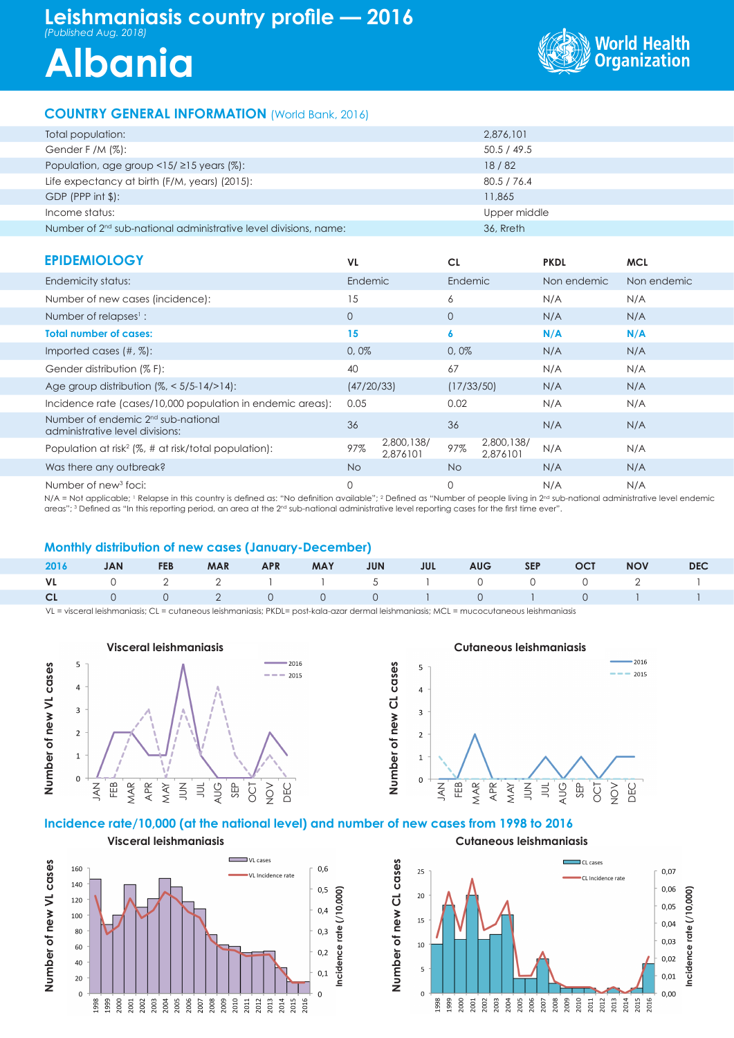# Leishmaniasis country profile — 2016

*(Published Aug. 2018)*

# Albania

World Health Organization

## COUNTRY GENERAL INFORMATION (World Bank, 2016)

| | |
|---|---|
| Total population: | 2,876,101 |
| Gender F /M (%): | 50.5 / 49.5 |
| Population, age group <15/ ≥15 years (%): | 18 / 82 |
| Life expectancy at birth (F/M, years) (2015): | 80.5 / 76.4 |
| GDP (PPP int $): | 11,865 |
| Income status: | Upper middle |
| Number of 2nd sub-national administrative level divisions, name: | 36, Rreth |

## EPIDEMIOLOGY

| | VL | CL | PKDL | MCL |
|---|---|---|---|---|
| Endemicity status: | Endemic | Endemic | Non endemic | Non endemic |
| Number of new cases (incidence): | 15 | 6 | N/A | N/A |
| Number of relapses[1] : | 0 | 0 | N/A | N/A |
| **Total number of cases:** | **15** | **6** | **N/A** | **N/A** |
| Imported cases (#, %): | 0, 0% | 0, 0% | N/A | N/A |
| Gender distribution (% F): | 40 | 67 | N/A | N/A |
| Age group distribution (%, < 5/5-14/>14): | (47/20/33) | (17/33/50) | N/A | N/A |
| Incidence rate (cases/10,000 population in endemic areas): | 0.05 | 0.02 | N/A | N/A |
| Number of endemic 2nd sub-national administrative level divisions: | 36 | 36 | N/A | N/A |
| Population at risk[2] (%, # at risk/total population): | 97% 2,800,138/ 2,876101 | 97% 2,800,138/ 2,876101 | N/A | N/A |
| Was there any outbreak? | No | No | N/A | N/A |
| Number of new[3] foci: | 0 | 0 | N/A | N/A |

N/A = Not applicable; [1] Relapse in this country is defined as: "No definition available"; [2] Defined as "Number of people living in 2nd sub-national administrative level endemic areas"; [3] Defined as "In this reporting period, an area at the 2nd sub-national administrative level reporting cases for the first time ever".

## Monthly distribution of new cases (January-December)

| 2016 | JAN | FEB | MAR | APR | MAY | JUN | JUL | AUG | SEP | OCT | NOV | DEC |
|---|---|---|---|---|---|---|---|---|---|---|---|---|
| **VL** | 0 | 2 | 2 | 1 | 1 | 5 | 1 | 0 | 0 | 0 | 2 | 1 |
| **CL** | 0 | 0 | 2 | 0 | 0 | 0 | 1 | 0 | 1 | 0 | 1 | 1 |

VL = visceral leishmaniasis; CL = cutaneous leishmaniasis; PKDL= post-kala-azar dermal leishmaniasis; MCL = mucocutaneous leishmaniasis

## Incidence rate/10,000 (at the national level) and number of new cases from 1998 to 2016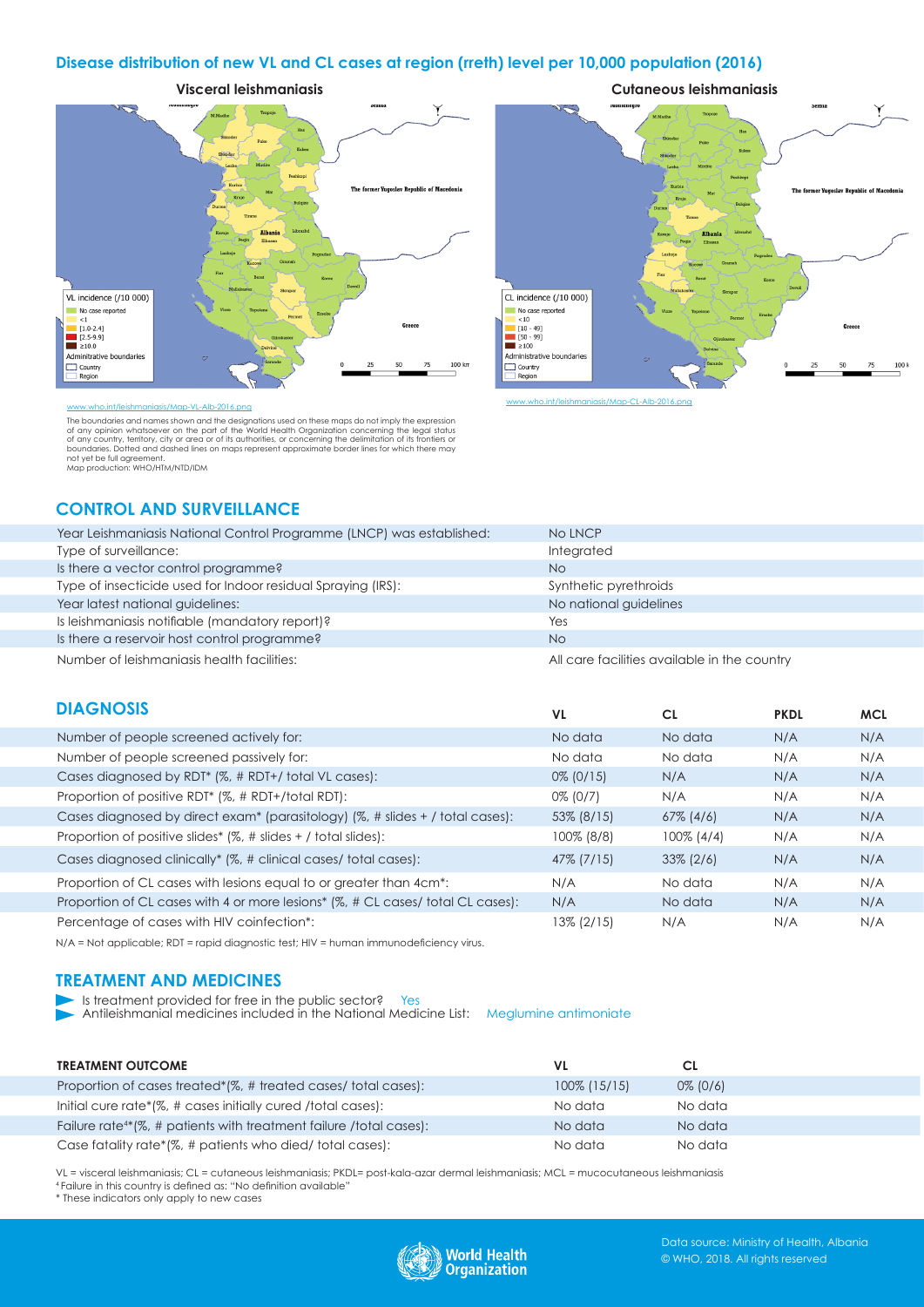## Disease distribution of new VL and CL cases at region (rreth) level per 10,000 population (2016)

### Visceral leishmaniasis

VL incidence (/10 000)
No case reported
<1
[1.0-2.4]
[2.5-9.9]
≥10.0
Adminitrative boundaries
Country
Region

www.who.int/leishmaniasis/Map-VL-Alb-2016.png

### Cutaneous leishmaniasis

CL incidence (/10 000)
No case reported
<10
[10 - 49]
[50 - 99]
≥100
Administrative boundaries
Country
Region

www.who.int/leishmaniasis/Map-CL-Alb-2016.png

The boundaries and names shown and the designations used on these maps do not imply the expression of any opinion whatsoever on the part of the World Health Organization concerning the legal status of any country, territory, city or area or of its authorities, or concerning the delimitation of its frontiers or boundaries. Dotted and dashed lines on maps represent approximate border lines for which there may not yet be full agreement.
Map production: WHO/HTM/NTD/IDM

## CONTROL AND SURVEILLANCE

| | |
|---|---|
| Year Leishmaniasis National Control Programme (LNCP) was established: | No LNCP |
| Type of surveillance: | Integrated |
| Is there a vector control programme? | No |
| Type of insecticide used for Indoor residual Spraying (IRS): | Synthetic pyrethroids |
| Year latest national guidelines: | No national guidelines |
| Is leishmaniasis notifiable (mandatory report)? | Yes |
| Is there a reservoir host control programme? | No |
| Number of leishmaniasis health facilities: | All care facilities available in the country |

## DIAGNOSIS

| | VL | CL | PKDL | MCL |
|---|---|---|---|---|
| Number of people screened actively for: | No data | No data | N/A | N/A |
| Number of people screened passively for: | No data | No data | N/A | N/A |
| Cases diagnosed by RDT* (%, # RDT+/ total VL cases): | 0% (0/15) | N/A | N/A | N/A |
| Proportion of positive RDT* (%, # RDT+/total RDT): | 0% (0/7) | N/A | N/A | N/A |
| Cases diagnosed by direct exam* (parasitology) (%, # slides + / total cases): | 53% (8/15) | 67% (4/6) | N/A | N/A |
| Proportion of positive slides* (%, # slides + / total slides): | 100% (8/8) | 100% (4/4) | N/A | N/A |
| Cases diagnosed clinically* (%, # clinical cases/ total cases): | 47% (7/15) | 33% (2/6) | N/A | N/A |
| Proportion of CL cases with lesions equal to or greater than 4cm*: | N/A | No data | N/A | N/A |
| Proportion of CL cases with 4 or more lesions* (%, # CL cases/ total CL cases): | N/A | No data | N/A | N/A |
| Percentage of cases with HIV coinfection*: | 13% (2/15) | N/A | N/A | N/A |

N/A = Not applicable; RDT = rapid diagnostic test; HIV = human immunodeficiency virus.

## TREATMENT AND MEDICINES

- Is treatment provided for free in the public sector? Yes
- Antileishmanial medicines included in the National Medicine List: Meglumine antimoniate

| TREATMENT OUTCOME | VL | CL |
|---|---|---|
| Proportion of cases treated*(%, # treated cases/ total cases): | 100% (15/15) | 0% (0/6) |
| Initial cure rate*(%, # cases initially cured /total cases): | No data | No data |
| Failure rate[4]*(%, # patients with treatment failure /total cases): | No data | No data |
| Case fatality rate*(%, # patients who died/ total cases): | No data | No data |

VL = visceral leishmaniasis; CL = cutaneous leishmaniasis; PKDL= post-kala-azar dermal leishmaniasis; MCL = mucocutaneous leishmaniasis
[4] Failure in this country is defined as: "No definition available"
* These indicators only apply to new cases

Data source: Ministry of Health, Albania
© WHO, 2018. All rights reserved